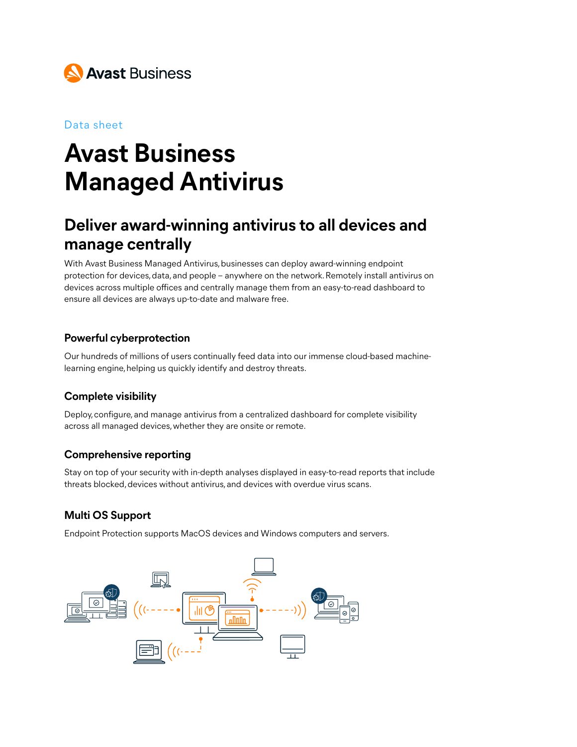Avast Business

Data sheet

# Avast Business Managed Antivirus

## Deliver award-winning antivirus to all devices and manage centrally

With Avast Business Managed Antivirus, businesses can deploy award-winning endpoint protection for devices, data, and people – anywhere on the network. Remotely install antivirus on devices across multiple offices and centrally manage them from an easy-to-read dashboard to ensure all devices are always up-to-date and malware free.

### Powerful cyberprotection

Our hundreds of millions of users continually feed data into our immense cloud-based machine-learning engine, helping us quickly identify and destroy threats.

### Complete visibility

Deploy, configure, and manage antivirus from a centralized dashboard for complete visibility across all managed devices, whether they are onsite or remote.

### Comprehensive reporting

Stay on top of your security with in-depth analyses displayed in easy-to-read reports that include threats blocked, devices without antivirus, and devices with overdue virus scans.

### Multi OS Support

Endpoint Protection supports MacOS devices and Windows computers and servers.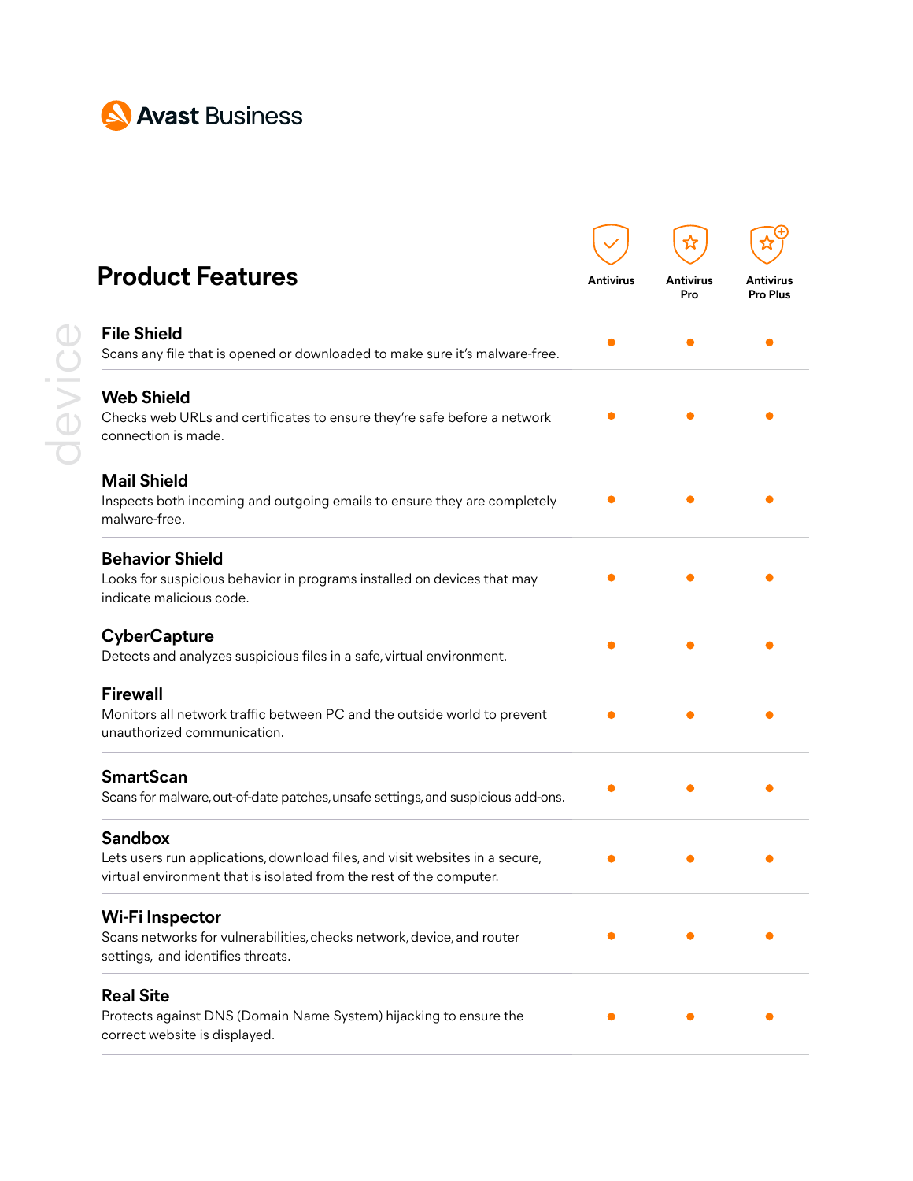Avast Business

device

## Product Features

| Feature | Antivirus | Antivirus Pro | Antivirus Pro Plus |
|---|---|---|---|
| **File Shield**<br>Scans any file that is opened or downloaded to make sure it's malware-free. | ● | ● | ● |
| **Web Shield**<br>Checks web URLs and certificates to ensure they're safe before a network connection is made. | ● | ● | ● |
| **Mail Shield**<br>Inspects both incoming and outgoing emails to ensure they are completely malware-free. | ● | ● | ● |
| **Behavior Shield**<br>Looks for suspicious behavior in programs installed on devices that may indicate malicious code. | ● | ● | ● |
| **CyberCapture**<br>Detects and analyzes suspicious files in a safe, virtual environment. | ● | ● | ● |
| **Firewall**<br>Monitors all network traffic between PC and the outside world to prevent unauthorized communication. | ● | ● | ● |
| **SmartScan**<br>Scans for malware, out-of-date patches, unsafe settings, and suspicious add-ons. | ● | ● | ● |
| **Sandbox**<br>Lets users run applications, download files, and visit websites in a secure, virtual environment that is isolated from the rest of the computer. | ● | ● | ● |
| **Wi-Fi Inspector**<br>Scans networks for vulnerabilities, checks network, device, and router settings, and identifies threats. | ● | ● | ● |
| **Real Site**<br>Protects against DNS (Domain Name System) hijacking to ensure the correct website is displayed. | ● | ● | ● |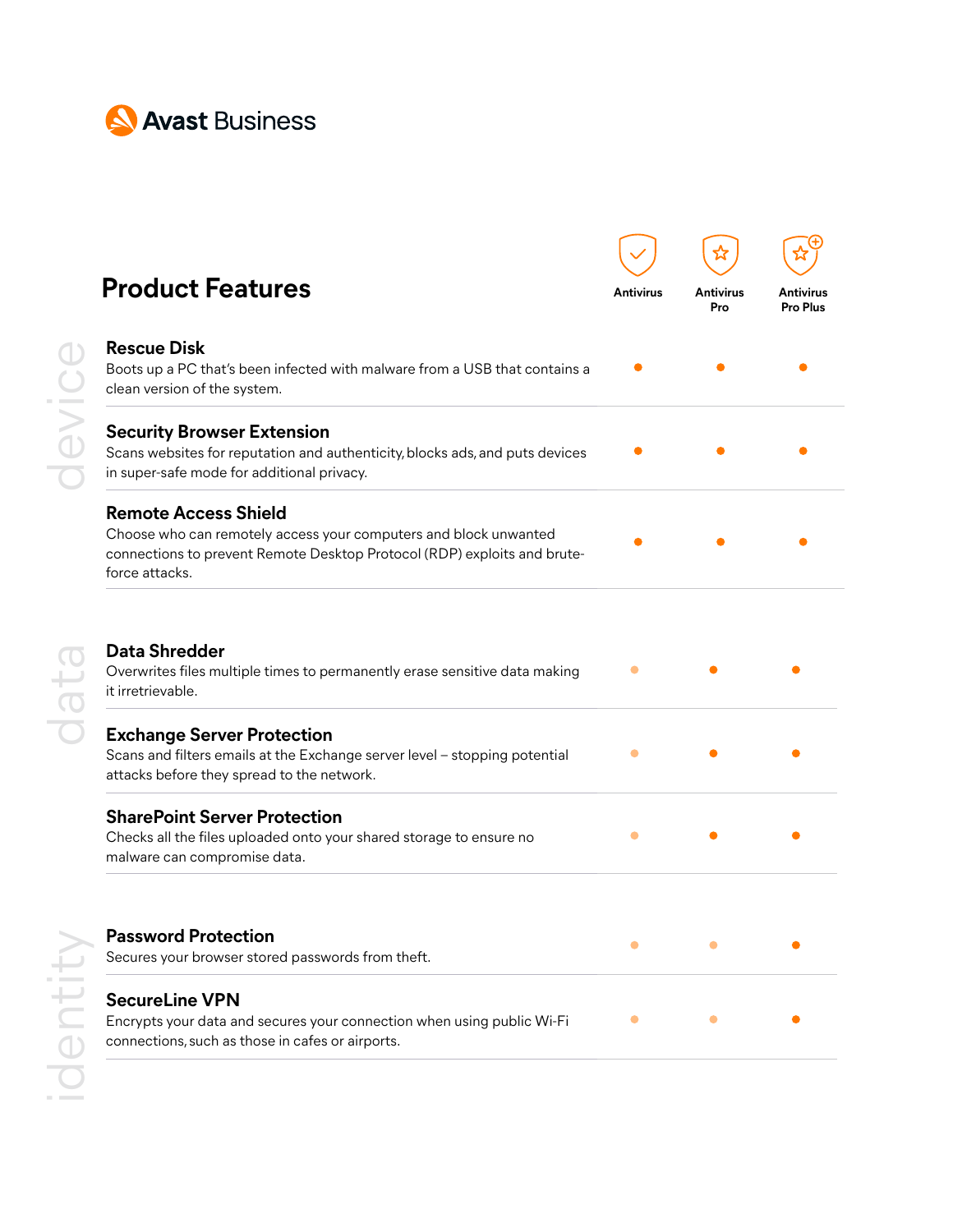## Product Features

| Category | Feature | Antivirus | Antivirus Pro | Antivirus Pro Plus |
|---|---|---|---|---|
| device | **Rescue Disk**<br>Boots up a PC that's been infected with malware from a USB that contains a clean version of the system. | ● | ● | ● |
| device | **Security Browser Extension**<br>Scans websites for reputation and authenticity, blocks ads, and puts devices in super-safe mode for additional privacy. | ● | ● | ● |
| device | **Remote Access Shield**<br>Choose who can remotely access your computers and block unwanted connections to prevent Remote Desktop Protocol (RDP) exploits and brute-force attacks. | ● | ● | ● |
| data | **Data Shredder**<br>Overwrites files multiple times to permanently erase sensitive data making it irretrievable. | ○ | ● | ● |
| data | **Exchange Server Protection**<br>Scans and filters emails at the Exchange server level – stopping potential attacks before they spread to the network. | ○ | ● | ● |
| data | **SharePoint Server Protection**<br>Checks all the files uploaded onto your shared storage to ensure no malware can compromise data. | ○ | ● | ● |
| identity | **Password Protection**<br>Secures your browser stored passwords from theft. | ○ | ○ | ● |
| identity | **SecureLine VPN**<br>Encrypts your data and secures your connection when using public Wi-Fi connections, such as those in cafes or airports. | ○ | ○ | ● |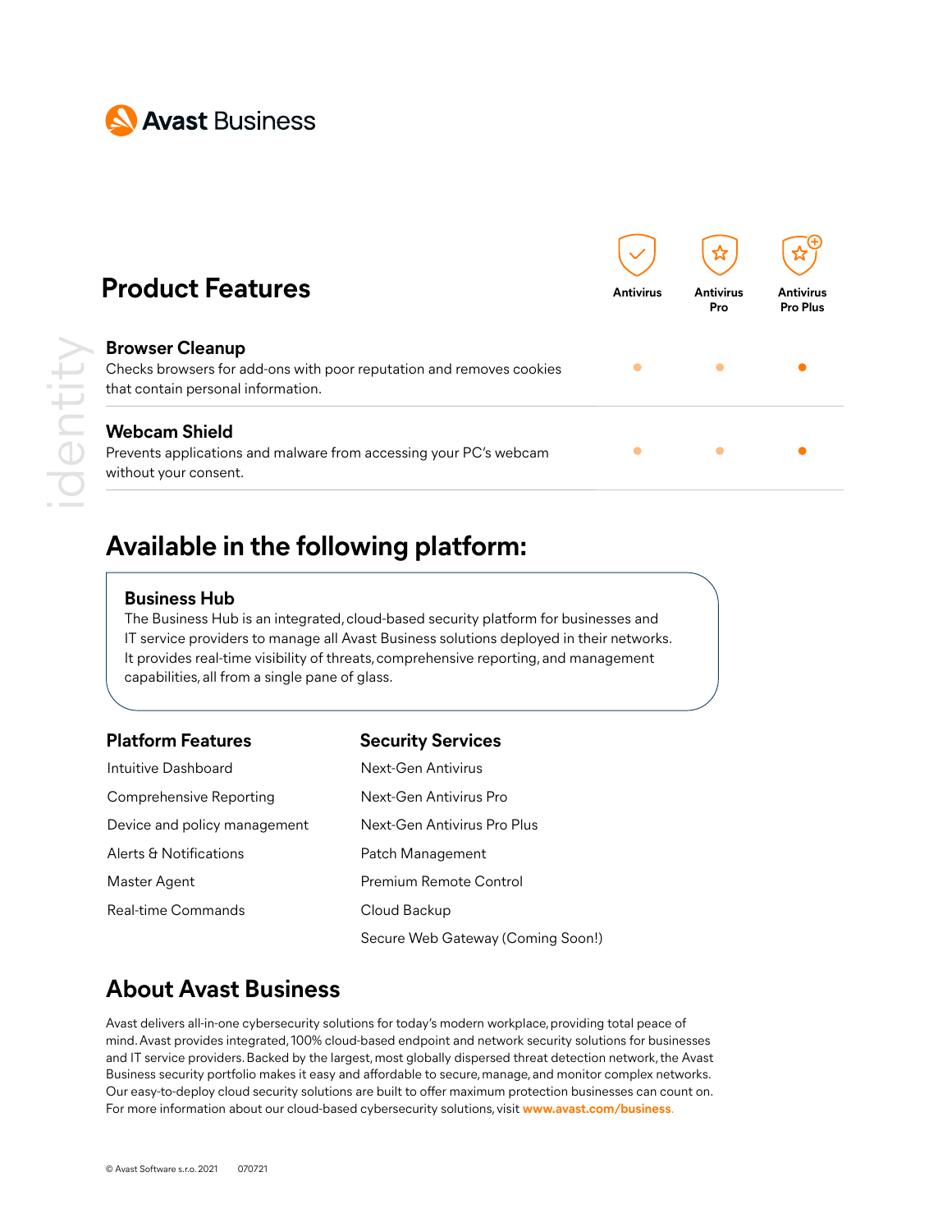Avast Business

## Product Features

| | Antivirus | Antivirus Pro | Antivirus Pro Plus |
|---|---|---|---|
| **Browser Cleanup**<br>Checks browsers for add-ons with poor reputation and removes cookies that contain personal information. | ● | ● | ● |
| **Webcam Shield**<br>Prevents applications and malware from accessing your PC's webcam without your consent. | ● | ● | ● |

identity

## Available in the following platform:

### Business Hub

The Business Hub is an integrated, cloud-based security platform for businesses and IT service providers to manage all Avast Business solutions deployed in their networks. It provides real-time visibility of threats, comprehensive reporting, and management capabilities, all from a single pane of glass.

### Platform Features

- Intuitive Dashboard
- Comprehensive Reporting
- Device and policy management
- Alerts & Notifications
- Master Agent
- Real-time Commands

### Security Services

- Next-Gen Antivirus
- Next-Gen Antivirus Pro
- Next-Gen Antivirus Pro Plus
- Patch Management
- Premium Remote Control
- Cloud Backup
- Secure Web Gateway (Coming Soon!)

## About Avast Business

Avast delivers all-in-one cybersecurity solutions for today's modern workplace, providing total peace of mind. Avast provides integrated, 100% cloud-based endpoint and network security solutions for businesses and IT service providers. Backed by the largest, most globally dispersed threat detection network, the Avast Business security portfolio makes it easy and affordable to secure, manage, and monitor complex networks. Our easy-to-deploy cloud security solutions are built to offer maximum protection businesses can count on. For more information about our cloud-based cybersecurity solutions, visit **www.avast.com/business**.

© Avast Software s.r.o. 2021 070721